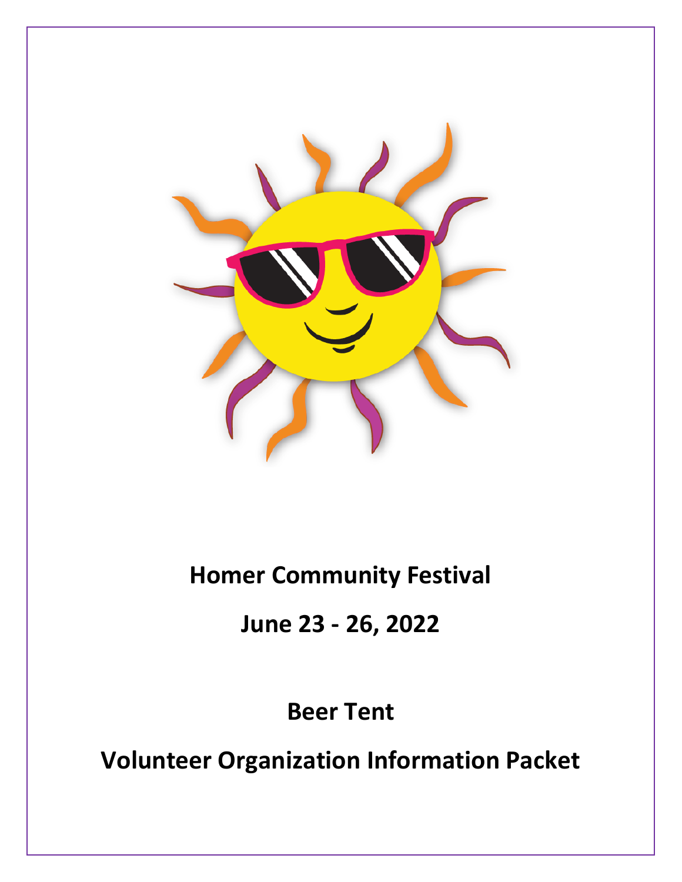# Homer Community Festival

## June 23 - 26, 2022

## Beer Tent

## Volunteer Organization Information Packet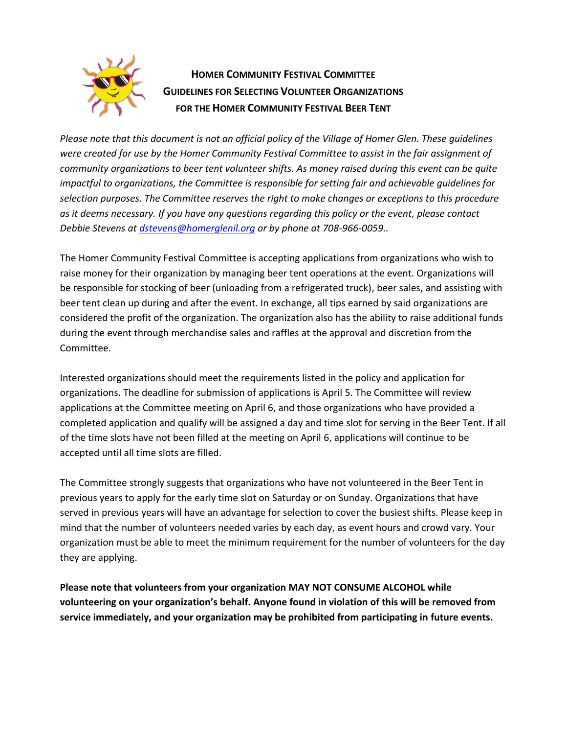## HOMER COMMUNITY FESTIVAL COMMITTEE
## GUIDELINES FOR SELECTING VOLUNTEER ORGANIZATIONS
## FOR THE HOMER COMMUNITY FESTIVAL BEER TENT

*Please note that this document is not an official policy of the Village of Homer Glen. These guidelines were created for use by the Homer Community Festival Committee to assist in the fair assignment of community organizations to beer tent volunteer shifts. As money raised during this event can be quite impactful to organizations, the Committee is responsible for setting fair and achievable guidelines for selection purposes. The Committee reserves the right to make changes or exceptions to this procedure as it deems necessary. If you have any questions regarding this policy or the event, please contact Debbie Stevens at [dstevens@homerglenil.org](mailto:dstevens@homerglenil.org) or by phone at 708-966-0059..*

The Homer Community Festival Committee is accepting applications from organizations who wish to raise money for their organization by managing beer tent operations at the event. Organizations will be responsible for stocking of beer (unloading from a refrigerated truck), beer sales, and assisting with beer tent clean up during and after the event. In exchange, all tips earned by said organizations are considered the profit of the organization. The organization also has the ability to raise additional funds during the event through merchandise sales and raffles at the approval and discretion from the Committee.

Interested organizations should meet the requirements listed in the policy and application for organizations. The deadline for submission of applications is April 5. The Committee will review applications at the Committee meeting on April 6, and those organizations who have provided a completed application and qualify will be assigned a day and time slot for serving in the Beer Tent. If all of the time slots have not been filled at the meeting on April 6, applications will continue to be accepted until all time slots are filled.

The Committee strongly suggests that organizations who have not volunteered in the Beer Tent in previous years to apply for the early time slot on Saturday or on Sunday. Organizations that have served in previous years will have an advantage for selection to cover the busiest shifts. Please keep in mind that the number of volunteers needed varies by each day, as event hours and crowd vary. Your organization must be able to meet the minimum requirement for the number of volunteers for the day they are applying.

**Please note that volunteers from your organization MAY NOT CONSUME ALCOHOL while volunteering on your organization's behalf. Anyone found in violation of this will be removed from service immediately, and your organization may be prohibited from participating in future events.**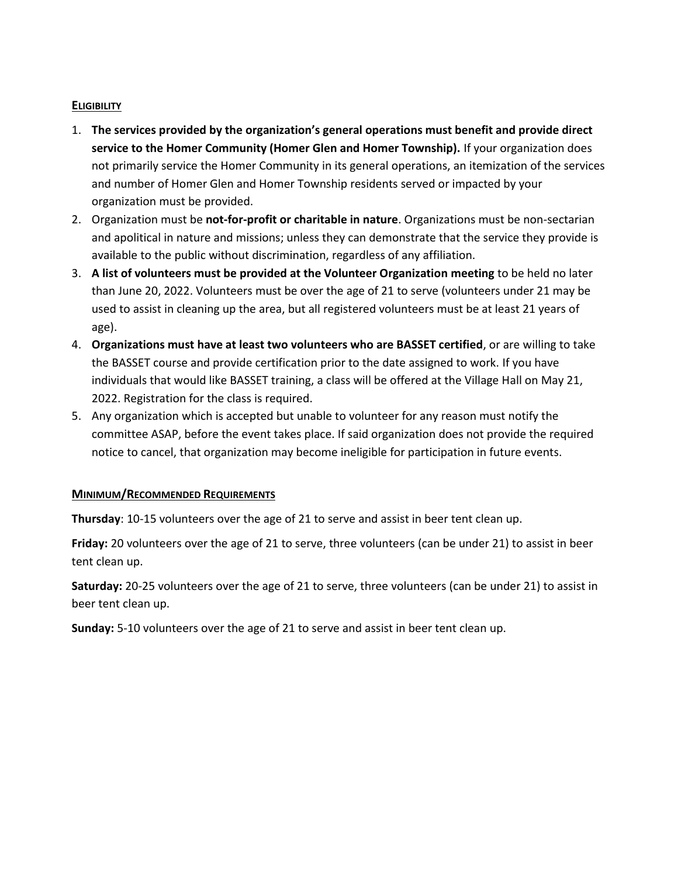## ELIGIBILITY

1. **The services provided by the organization's general operations must benefit and provide direct service to the Homer Community (Homer Glen and Homer Township).** If your organization does not primarily service the Homer Community in its general operations, an itemization of the services and number of Homer Glen and Homer Township residents served or impacted by your organization must be provided.
2. Organization must be **not-for-profit or charitable in nature**. Organizations must be non-sectarian and apolitical in nature and missions; unless they can demonstrate that the service they provide is available to the public without discrimination, regardless of any affiliation.
3. **A list of volunteers must be provided at the Volunteer Organization meeting** to be held no later than June 20, 2022. Volunteers must be over the age of 21 to serve (volunteers under 21 may be used to assist in cleaning up the area, but all registered volunteers must be at least 21 years of age).
4. **Organizations must have at least two volunteers who are BASSET certified**, or are willing to take the BASSET course and provide certification prior to the date assigned to work. If you have individuals that would like BASSET training, a class will be offered at the Village Hall on May 21, 2022. Registration for the class is required.
5. Any organization which is accepted but unable to volunteer for any reason must notify the committee ASAP, before the event takes place. If said organization does not provide the required notice to cancel, that organization may become ineligible for participation in future events.

## MINIMUM/RECOMMENDED REQUIREMENTS

**Thursday**: 10-15 volunteers over the age of 21 to serve and assist in beer tent clean up.

**Friday:** 20 volunteers over the age of 21 to serve, three volunteers (can be under 21) to assist in beer tent clean up.

**Saturday:** 20-25 volunteers over the age of 21 to serve, three volunteers (can be under 21) to assist in beer tent clean up.

**Sunday:** 5-10 volunteers over the age of 21 to serve and assist in beer tent clean up.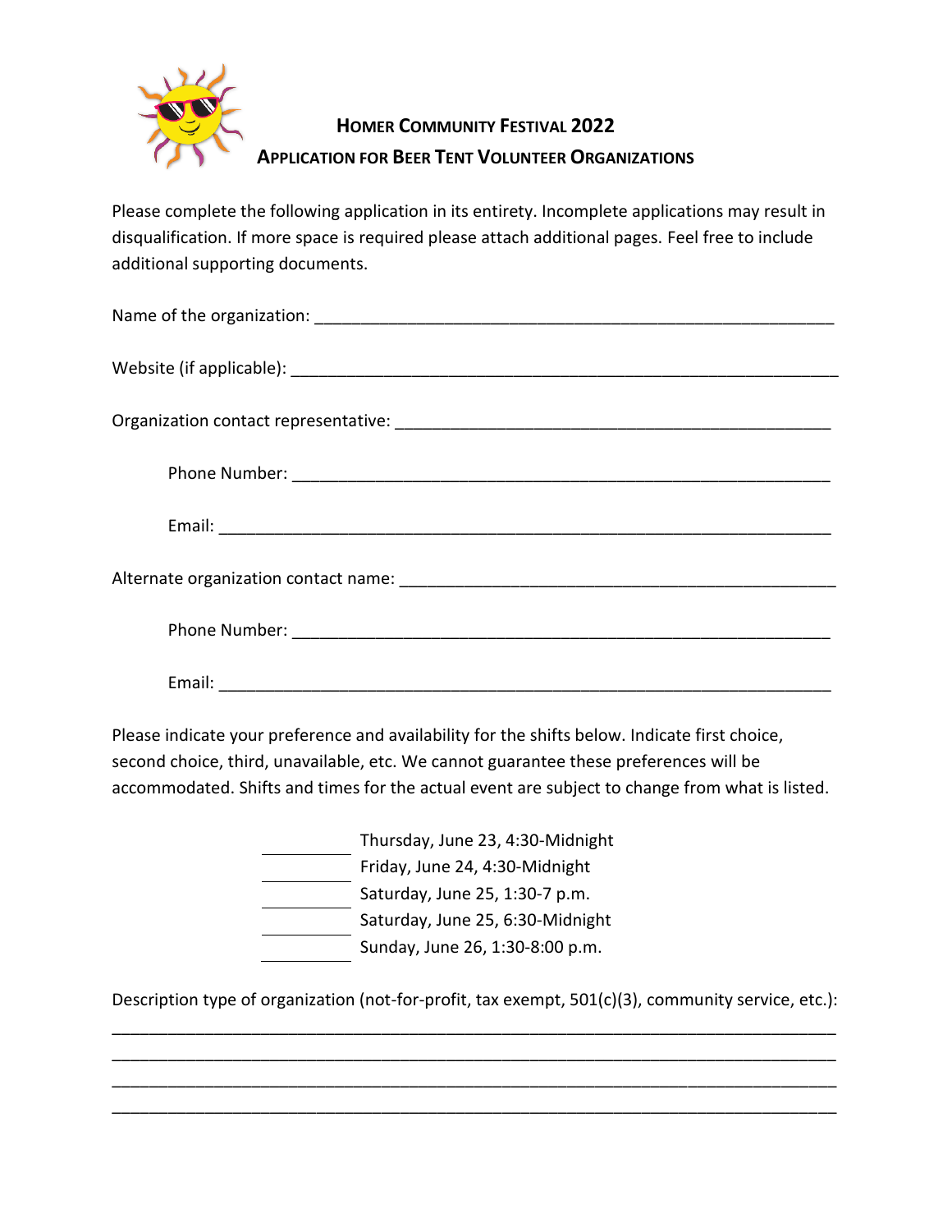# HOMER COMMUNITY FESTIVAL 2022

## APPLICATION FOR BEER TENT VOLUNTEER ORGANIZATIONS

Please complete the following application in its entirety. Incomplete applications may result in disqualification. If more space is required please attach additional pages. Feel free to include additional supporting documents.

Name of the organization: ____________________________________________________________

Website (if applicable): ______________________________________________________________

Organization contact representative: ___________________________________________________

Phone Number: ______________________________________________________________

Email: _____________________________________________________________________

Alternate organization contact name: ___________________________________________________

Phone Number: ______________________________________________________________

Email: _____________________________________________________________________

Please indicate your preference and availability for the shifts below. Indicate first choice, second choice, third, unavailable, etc. We cannot guarantee these preferences will be accommodated. Shifts and times for the actual event are subject to change from what is listed.

__________ Thursday, June 23, 4:30-Midnight
__________ Friday, June 24, 4:30-Midnight
__________ Saturday, June 25, 1:30-7 p.m.
__________ Saturday, June 25, 6:30-Midnight
__________ Sunday, June 26, 1:30-8:00 p.m.

Description type of organization (not-for-profit, tax exempt, 501(c)(3), community service, etc.):

______________________________________________________________________________

______________________________________________________________________________

______________________________________________________________________________

______________________________________________________________________________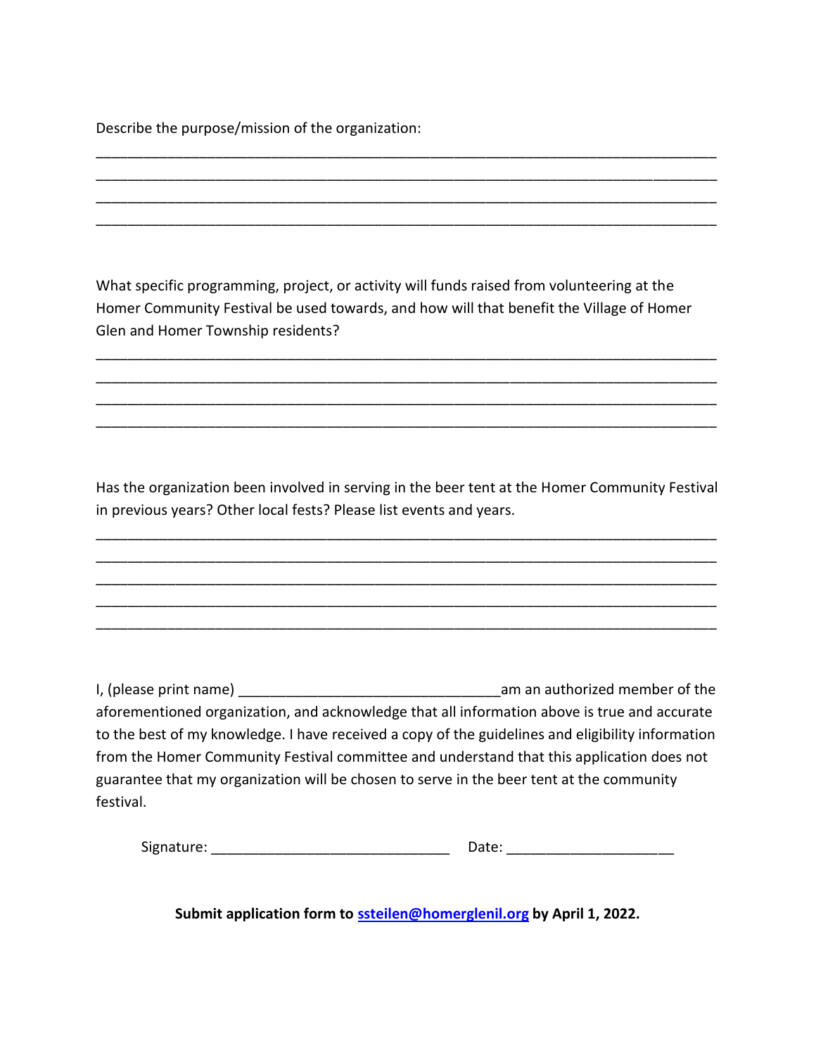Describe the purpose/mission of the organization:

______________________________________________________________________________
______________________________________________________________________________
______________________________________________________________________________
______________________________________________________________________________

What specific programming, project, or activity will funds raised from volunteering at the Homer Community Festival be used towards, and how will that benefit the Village of Homer Glen and Homer Township residents?

______________________________________________________________________________
______________________________________________________________________________
______________________________________________________________________________
______________________________________________________________________________

Has the organization been involved in serving in the beer tent at the Homer Community Festival in previous years? Other local fests? Please list events and years.

______________________________________________________________________________
______________________________________________________________________________
______________________________________________________________________________
______________________________________________________________________________
______________________________________________________________________________

I, (please print name) ________________________________am an authorized member of the aforementioned organization, and acknowledge that all information above is true and accurate to the best of my knowledge. I have received a copy of the guidelines and eligibility information from the Homer Community Festival committee and understand that this application does not guarantee that my organization will be chosen to serve in the beer tent at the community festival.

Signature: ______________________________ Date: _____________________

**Submit application form to [ssteilen@homerglenil.org](mailto:ssteilen@homerglenil.org) by April 1, 2022.**